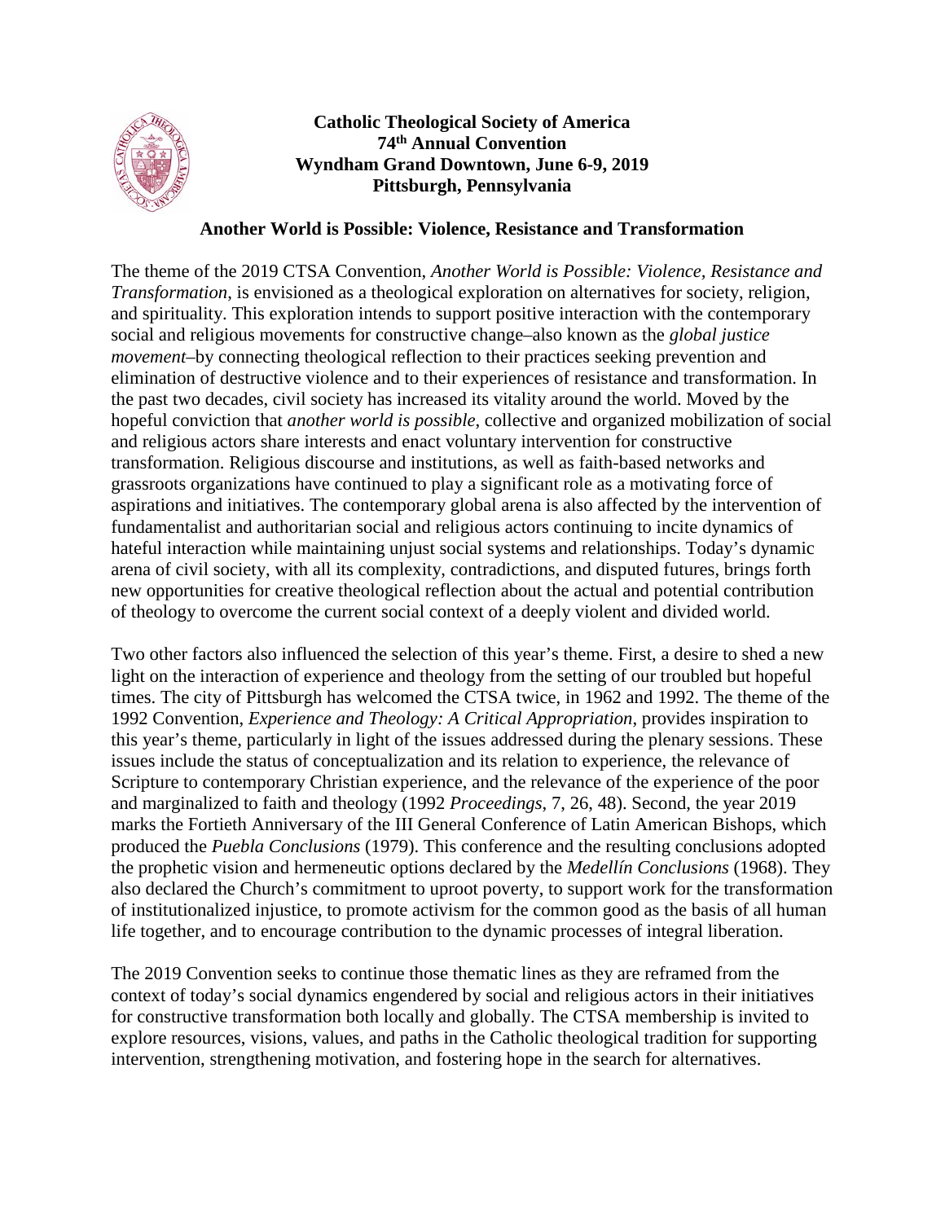**Catholic Theological Society of America**
**74th Annual Convention**
**Wyndham Grand Downtown, June 6-9, 2019**
**Pittsburgh, Pennsylvania**

## Another World is Possible: Violence, Resistance and Transformation

The theme of the 2019 CTSA Convention, *Another World is Possible: Violence, Resistance and Transformation*, is envisioned as a theological exploration on alternatives for society, religion, and spirituality. This exploration intends to support positive interaction with the contemporary social and religious movements for constructive change–also known as the *global justice movement*–by connecting theological reflection to their practices seeking prevention and elimination of destructive violence and to their experiences of resistance and transformation. In the past two decades, civil society has increased its vitality around the world. Moved by the hopeful conviction that *another world is possible*, collective and organized mobilization of social and religious actors share interests and enact voluntary intervention for constructive transformation. Religious discourse and institutions, as well as faith-based networks and grassroots organizations have continued to play a significant role as a motivating force of aspirations and initiatives. The contemporary global arena is also affected by the intervention of fundamentalist and authoritarian social and religious actors continuing to incite dynamics of hateful interaction while maintaining unjust social systems and relationships. Today's dynamic arena of civil society, with all its complexity, contradictions, and disputed futures, brings forth new opportunities for creative theological reflection about the actual and potential contribution of theology to overcome the current social context of a deeply violent and divided world.

Two other factors also influenced the selection of this year's theme. First, a desire to shed a new light on the interaction of experience and theology from the setting of our troubled but hopeful times. The city of Pittsburgh has welcomed the CTSA twice, in 1962 and 1992. The theme of the 1992 Convention, *Experience and Theology: A Critical Appropriation*, provides inspiration to this year's theme, particularly in light of the issues addressed during the plenary sessions. These issues include the status of conceptualization and its relation to experience, the relevance of Scripture to contemporary Christian experience, and the relevance of the experience of the poor and marginalized to faith and theology (1992 *Proceedings*, 7, 26, 48). Second, the year 2019 marks the Fortieth Anniversary of the III General Conference of Latin American Bishops, which produced the *Puebla Conclusions* (1979). This conference and the resulting conclusions adopted the prophetic vision and hermeneutic options declared by the *Medellín Conclusions* (1968). They also declared the Church's commitment to uproot poverty, to support work for the transformation of institutionalized injustice, to promote activism for the common good as the basis of all human life together, and to encourage contribution to the dynamic processes of integral liberation.

The 2019 Convention seeks to continue those thematic lines as they are reframed from the context of today's social dynamics engendered by social and religious actors in their initiatives for constructive transformation both locally and globally. The CTSA membership is invited to explore resources, visions, values, and paths in the Catholic theological tradition for supporting intervention, strengthening motivation, and fostering hope in the search for alternatives.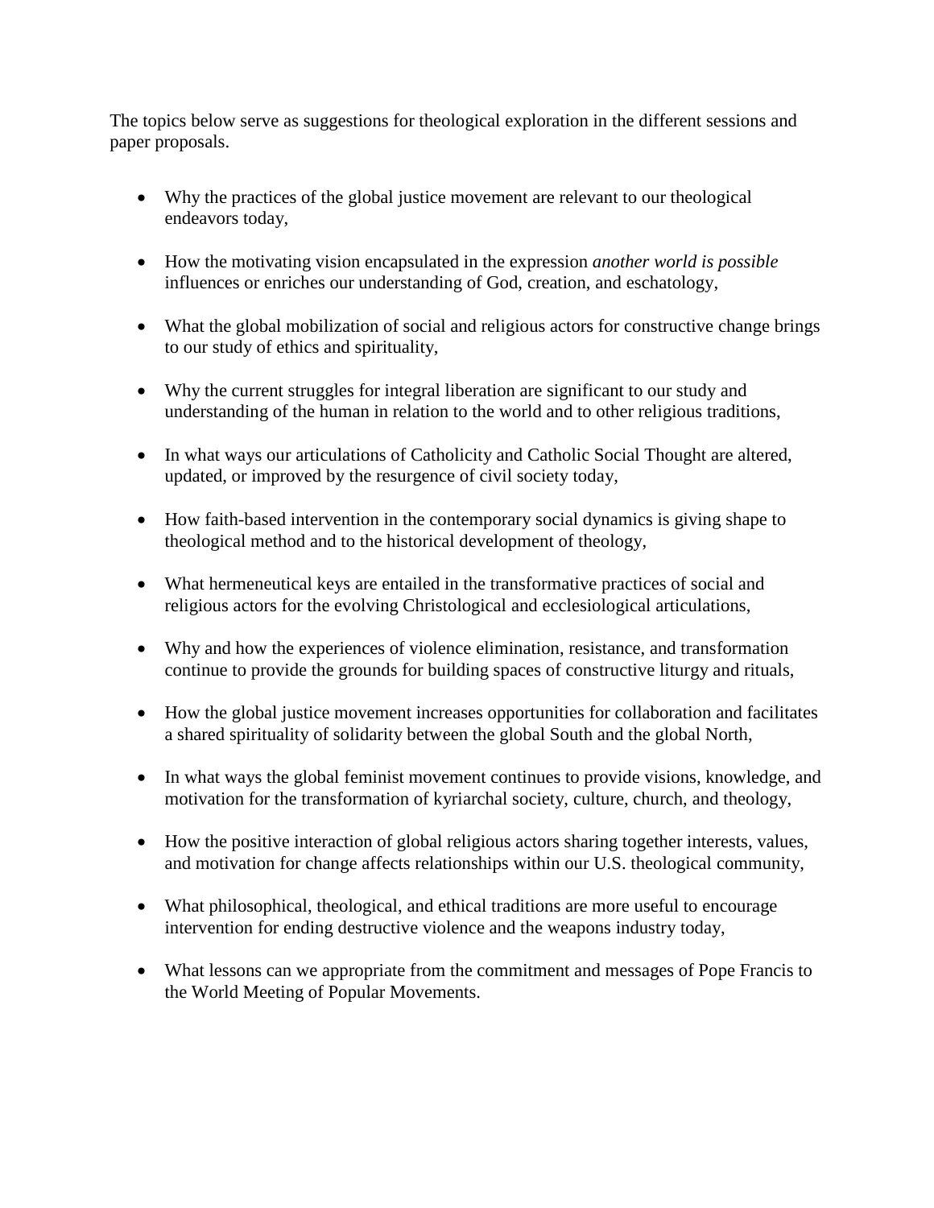The topics below serve as suggestions for theological exploration in the different sessions and paper proposals.

- Why the practices of the global justice movement are relevant to our theological endeavors today,
- How the motivating vision encapsulated in the expression *another world is possible* influences or enriches our understanding of God, creation, and eschatology,
- What the global mobilization of social and religious actors for constructive change brings to our study of ethics and spirituality,
- Why the current struggles for integral liberation are significant to our study and understanding of the human in relation to the world and to other religious traditions,
- In what ways our articulations of Catholicity and Catholic Social Thought are altered, updated, or improved by the resurgence of civil society today,
- How faith-based intervention in the contemporary social dynamics is giving shape to theological method and to the historical development of theology,
- What hermeneutical keys are entailed in the transformative practices of social and religious actors for the evolving Christological and ecclesiological articulations,
- Why and how the experiences of violence elimination, resistance, and transformation continue to provide the grounds for building spaces of constructive liturgy and rituals,
- How the global justice movement increases opportunities for collaboration and facilitates a shared spirituality of solidarity between the global South and the global North,
- In what ways the global feminist movement continues to provide visions, knowledge, and motivation for the transformation of kyriarchal society, culture, church, and theology,
- How the positive interaction of global religious actors sharing together interests, values, and motivation for change affects relationships within our U.S. theological community,
- What philosophical, theological, and ethical traditions are more useful to encourage intervention for ending destructive violence and the weapons industry today,
- What lessons can we appropriate from the commitment and messages of Pope Francis to the World Meeting of Popular Movements.